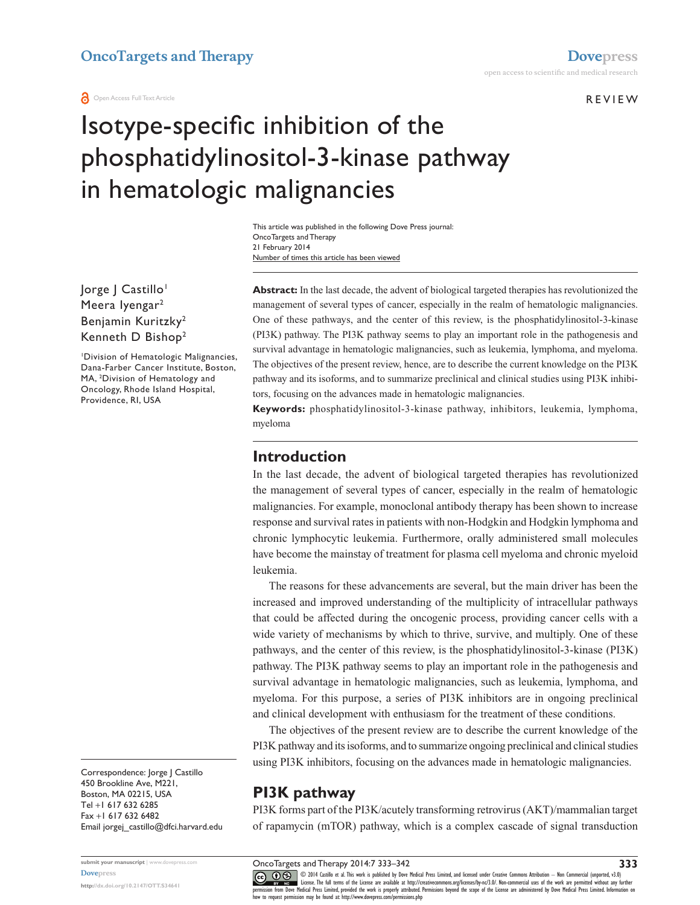OncoTargets and Therapy

Open Access Full Text Article

REVIEW

# Isotype-specific inhibition of the phosphatidylinositol-3-kinase pathway in hematologic malignancies

This article was published in the following Dove Press journal:
OncoTargets and Therapy
21 February 2014
Number of times this article has been viewed

Jorge J Castillo[1]
Meera Iyengar[2]
Benjamin Kuritzky[2]
Kenneth D Bishop[2]

[1]Division of Hematologic Malignancies, Dana-Farber Cancer Institute, Boston, MA, [2]Division of Hematology and Oncology, Rhode Island Hospital, Providence, RI, USA

Correspondence: Jorge J Castillo
450 Brookline Ave, M221,
Boston, MA 02215, USA
Tel +1 617 632 6285
Fax +1 617 632 6482
Email jorgej_castillo@dfci.harvard.edu

**Abstract:** In the last decade, the advent of biological targeted therapies has revolutionized the management of several types of cancer, especially in the realm of hematologic malignancies. One of these pathways, and the center of this review, is the phosphatidylinositol-3-kinase (PI3K) pathway. The PI3K pathway seems to play an important role in the pathogenesis and survival advantage in hematologic malignancies, such as leukemia, lymphoma, and myeloma. The objectives of the present review, hence, are to describe the current knowledge on the PI3K pathway and its isoforms, and to summarize preclinical and clinical studies using PI3K inhibitors, focusing on the advances made in hematologic malignancies.

**Keywords:** phosphatidylinositol-3-kinase pathway, inhibitors, leukemia, lymphoma, myeloma

## Introduction

In the last decade, the advent of biological targeted therapies has revolutionized the management of several types of cancer, especially in the realm of hematologic malignancies. For example, monoclonal antibody therapy has been shown to increase response and survival rates in patients with non-Hodgkin and Hodgkin lymphoma and chronic lymphocytic leukemia. Furthermore, orally administered small molecules have become the mainstay of treatment for plasma cell myeloma and chronic myeloid leukemia.

The reasons for these advancements are several, but the main driver has been the increased and improved understanding of the multiplicity of intracellular pathways that could be affected during the oncogenic process, providing cancer cells with a wide variety of mechanisms by which to thrive, survive, and multiply. One of these pathways, and the center of this review, is the phosphatidylinositol-3-kinase (PI3K) pathway. The PI3K pathway seems to play an important role in the pathogenesis and survival advantage in hematologic malignancies, such as leukemia, lymphoma, and myeloma. For this purpose, a series of PI3K inhibitors are in ongoing preclinical and clinical development with enthusiasm for the treatment of these conditions.

The objectives of the present review are to describe the current knowledge of the PI3K pathway and its isoforms, and to summarize ongoing preclinical and clinical studies using PI3K inhibitors, focusing on the advances made in hematologic malignancies.

## PI3K pathway

PI3K forms part of the PI3K/acutely transforming retrovirus (AKT)/mammalian target of rapamycin (mTOR) pathway, which is a complex cascade of signal transduction

© 2014 Castillo et al. This work is published by Dove Medical Press Limited, and licensed under Creative Commons Attribution – Non Commercial (unported, v3.0) License. The full terms of the License are available at http://creativecommons.org/licenses/by-nc/3.0/. Non-commercial uses of the work are permitted without any further permission from Dove Medical Press Limited, provided the work is properly attributed. Permissions beyond the scope of the License are administered by Dove Medical Press Limited. Information on how to request permission may be found at: http://www.dovepress.com/permissions.php

http://dx.doi.org/10.2147/OTT.S34641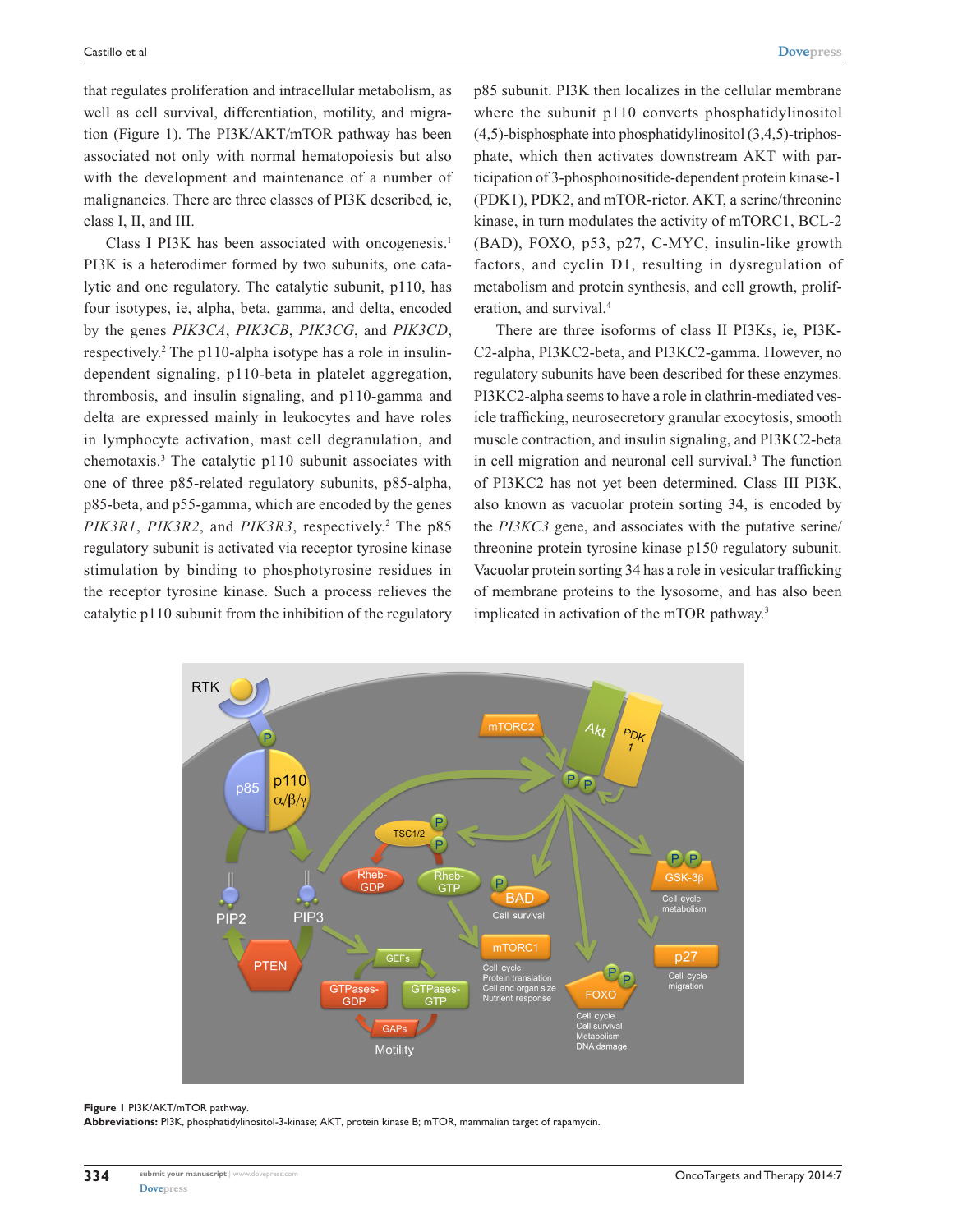that regulates proliferation and intracellular metabolism, as well as cell survival, differentiation, motility, and migration (Figure 1). The PI3K/AKT/mTOR pathway has been associated not only with normal hematopoiesis but also with the development and maintenance of a number of malignancies. There are three classes of PI3K described, ie, class I, II, and III.

Class I PI3K has been associated with oncogenesis.[1] PI3K is a heterodimer formed by two subunits, one catalytic and one regulatory. The catalytic subunit, p110, has four isotypes, ie, alpha, beta, gamma, and delta, encoded by the genes *PIK3CA*, *PIK3CB*, *PIK3CG*, and *PIK3CD*, respectively.[2] The p110-alpha isotype has a role in insulin-dependent signaling, p110-beta in platelet aggregation, thrombosis, and insulin signaling, and p110-gamma and delta are expressed mainly in leukocytes and have roles in lymphocyte activation, mast cell degranulation, and chemotaxis.[3] The catalytic p110 subunit associates with one of three p85-related regulatory subunits, p85-alpha, p85-beta, and p55-gamma, which are encoded by the genes *PIK3R1*, *PIK3R2*, and *PIK3R3*, respectively.[2] The p85 regulatory subunit is activated via receptor tyrosine kinase stimulation by binding to phosphotyrosine residues in the receptor tyrosine kinase. Such a process relieves the catalytic p110 subunit from the inhibition of the regulatory p85 subunit. PI3K then localizes in the cellular membrane where the subunit p110 converts phosphatidylinositol (4,5)-bisphosphate into phosphatidylinositol (3,4,5)-triphosphate, which then activates downstream AKT with participation of 3-phosphoinositide-dependent protein kinase-1 (PDK1), PDK2, and mTOR-rictor. AKT, a serine/threonine kinase, in turn modulates the activity of mTORC1, BCL-2 (BAD), FOXO, p53, p27, C-MYC, insulin-like growth factors, and cyclin D1, resulting in dysregulation of metabolism and protein synthesis, and cell growth, proliferation, and survival.[4]

There are three isoforms of class II PI3Ks, ie, PI3K-C2-alpha, PI3KC2-beta, and PI3KC2-gamma. However, no regulatory subunits have been described for these enzymes. PI3KC2-alpha seems to have a role in clathrin-mediated vesicle trafficking, neurosecretory granular exocytosis, smooth muscle contraction, and insulin signaling, and PI3KC2-beta in cell migration and neuronal cell survival.[3] The function of PI3KC2 has not yet been determined. Class III PI3K, also known as vacuolar protein sorting 34, is encoded by the *PI3KC3* gene, and associates with the putative serine/threonine protein tyrosine kinase p150 regulatory subunit. Vacuolar protein sorting 34 has a role in vesicular trafficking of membrane proteins to the lysosome, and has also been implicated in activation of the mTOR pathway.[3]

RTK
P
p85
p110 α/β/γ
PIP2
PIP3
PTEN
TSC1/2
P
P
Rheb-GDP
Rheb-GTP
mTORC2
Akt
PDK 1
P P
P
BAD
Cell survival
P P
GSK-3β
Cell cycle metabolism
mTORC1
Cell cycle
Protein translation
Cell and organ size
Nutrient response
P P
FOXO
Cell cycle
Cell survival
Metabolism
DNA damage
p27
Cell cycle migration
GEFs
GTPases-GDP
GTPases-GTP
GAPs
Motility

**Figure 1** PI3K/AKT/mTOR pathway.
**Abbreviations:** PI3K, phosphatidylinositol-3-kinase; AKT, protein kinase B; mTOR, mammalian target of rapamycin.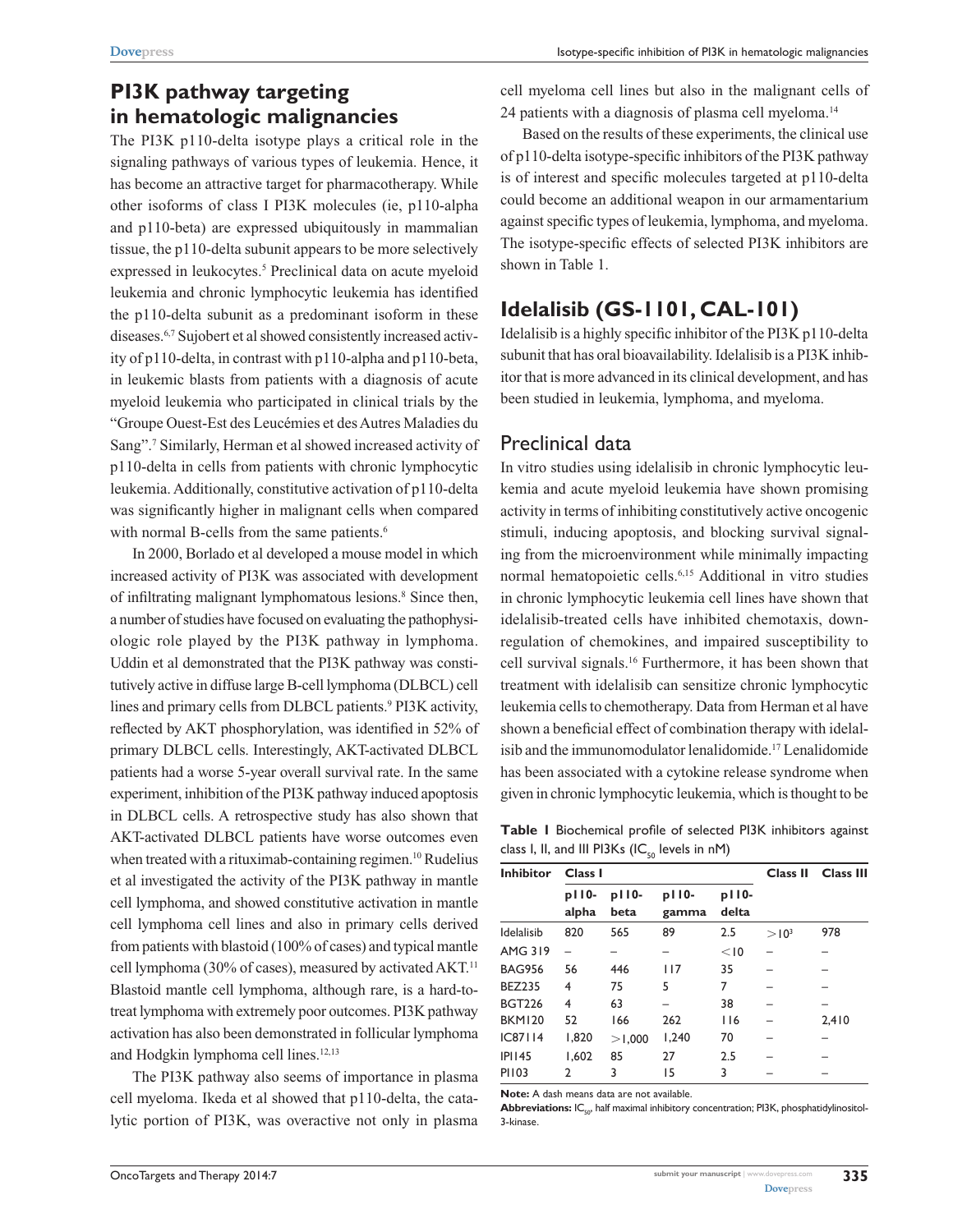## PI3K pathway targeting in hematologic malignancies

The PI3K p110-delta isotype plays a critical role in the signaling pathways of various types of leukemia. Hence, it has become an attractive target for pharmacotherapy. While other isoforms of class I PI3K molecules (ie, p110-alpha and p110-beta) are expressed ubiquitously in mammalian tissue, the p110-delta subunit appears to be more selectively expressed in leukocytes.[5] Preclinical data on acute myeloid leukemia and chronic lymphocytic leukemia has identified the p110-delta subunit as a predominant isoform in these diseases.[6,7] Sujobert et al showed consistently increased activity of p110-delta, in contrast with p110-alpha and p110-beta, in leukemic blasts from patients with a diagnosis of acute myeloid leukemia who participated in clinical trials by the "Groupe Ouest-Est des Leucémies et des Autres Maladies du Sang".[7] Similarly, Herman et al showed increased activity of p110-delta in cells from patients with chronic lymphocytic leukemia. Additionally, constitutive activation of p110-delta was significantly higher in malignant cells when compared with normal B-cells from the same patients.[6]

In 2000, Borlado et al developed a mouse model in which increased activity of PI3K was associated with development of infiltrating malignant lymphomatous lesions.[8] Since then, a number of studies have focused on evaluating the pathophysiologic role played by the PI3K pathway in lymphoma. Uddin et al demonstrated that the PI3K pathway was constitutively active in diffuse large B-cell lymphoma (DLBCL) cell lines and primary cells from DLBCL patients.[9] PI3K activity, reflected by AKT phosphorylation, was identified in 52% of primary DLBCL cells. Interestingly, AKT-activated DLBCL patients had a worse 5-year overall survival rate. In the same experiment, inhibition of the PI3K pathway induced apoptosis in DLBCL cells. A retrospective study has also shown that AKT-activated DLBCL patients have worse outcomes even when treated with a rituximab-containing regimen.[10] Rudelius et al investigated the activity of the PI3K pathway in mantle cell lymphoma, and showed constitutive activation in mantle cell lymphoma cell lines and also in primary cells derived from patients with blastoid (100% of cases) and typical mantle cell lymphoma (30% of cases), measured by activated AKT.[11] Blastoid mantle cell lymphoma, although rare, is a hard-to-treat lymphoma with extremely poor outcomes. PI3K pathway activation has also been demonstrated in follicular lymphoma and Hodgkin lymphoma cell lines.[12,13]

The PI3K pathway also seems of importance in plasma cell myeloma. Ikeda et al showed that p110-delta, the catalytic portion of PI3K, was overactive not only in plasma cell myeloma cell lines but also in the malignant cells of 24 patients with a diagnosis of plasma cell myeloma.[14]

Based on the results of these experiments, the clinical use of p110-delta isotype-specific inhibitors of the PI3K pathway is of interest and specific molecules targeted at p110-delta could become an additional weapon in our armamentarium against specific types of leukemia, lymphoma, and myeloma. The isotype-specific effects of selected PI3K inhibitors are shown in Table 1.

## Idelalisib (GS-1101, CAL-101)

Idelalisib is a highly specific inhibitor of the PI3K p110-delta subunit that has oral bioavailability. Idelalisib is a PI3K inhibitor that is more advanced in its clinical development, and has been studied in leukemia, lymphoma, and myeloma.

### Preclinical data

In vitro studies using idelalisib in chronic lymphocytic leukemia and acute myeloid leukemia have shown promising activity in terms of inhibiting constitutively active oncogenic stimuli, inducing apoptosis, and blocking survival signaling from the microenvironment while minimally impacting normal hematopoietic cells.[6,15] Additional in vitro studies in chronic lymphocytic leukemia cell lines have shown that idelalisib-treated cells have inhibited chemotaxis, downregulation of chemokines, and impaired susceptibility to cell survival signals.[16] Furthermore, it has been shown that treatment with idelalisib can sensitize chronic lymphocytic leukemia cells to chemotherapy. Data from Herman et al have shown a beneficial effect of combination therapy with idelalisib and the immunomodulator lenalidomide.[17] Lenalidomide has been associated with a cytokine release syndrome when given in chronic lymphocytic leukemia, which is thought to be

**Table 1** Biochemical profile of selected PI3K inhibitors against class I, II, and III PI3Ks ($IC_{50}$ levels in nM)

| Inhibitor | Class I | | | | Class II | Class III |
|---|---|---|---|---|---|---|
| | p110-alpha | p110-beta | p110-gamma | p110-delta | | |
| Idelalisib | 820 | 565 | 89 | 2.5 | $>10^3$ | 978 |
| AMG 319 | – | – | – | <10 | – | – |
| BAG956 | 56 | 446 | 117 | 35 | – | – |
| BEZ235 | 4 | 75 | 5 | 7 | – | – |
| BGT226 | 4 | 63 | – | 38 | – | – |
| BKM120 | 52 | 166 | 262 | 116 | – | 2,410 |
| IC87114 | 1,820 | >1,000 | 1,240 | 70 | – | – |
| IPI145 | 1,602 | 85 | 27 | 2.5 | – | – |
| PI103 | 2 | 3 | 15 | 3 | – | – |

**Note:** A dash means data are not available.

**Abbreviations:** $IC_{50}$, half maximal inhibitory concentration; PI3K, phosphatidylinositol-3-kinase.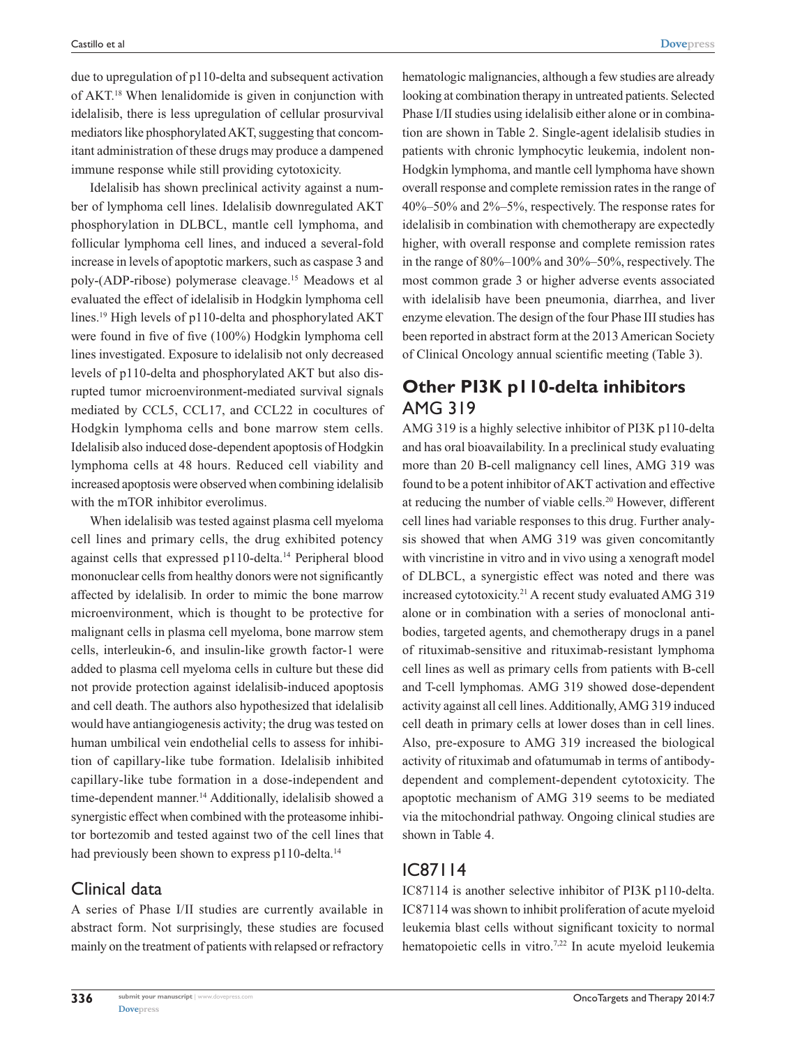due to upregulation of p110-delta and subsequent activation of AKT.[18] When lenalidomide is given in conjunction with idelalisib, there is less upregulation of cellular prosurvival mediators like phosphorylated AKT, suggesting that concomitant administration of these drugs may produce a dampened immune response while still providing cytotoxicity.

Idelalisib has shown preclinical activity against a number of lymphoma cell lines. Idelalisib downregulated AKT phosphorylation in DLBCL, mantle cell lymphoma, and follicular lymphoma cell lines, and induced a several-fold increase in levels of apoptotic markers, such as caspase 3 and poly-(ADP-ribose) polymerase cleavage.[15] Meadows et al evaluated the effect of idelalisib in Hodgkin lymphoma cell lines.[19] High levels of p110-delta and phosphorylated AKT were found in five of five (100%) Hodgkin lymphoma cell lines investigated. Exposure to idelalisib not only decreased levels of p110-delta and phosphorylated AKT but also disrupted tumor microenvironment-mediated survival signals mediated by CCL5, CCL17, and CCL22 in cocultures of Hodgkin lymphoma cells and bone marrow stem cells. Idelalisib also induced dose-dependent apoptosis of Hodgkin lymphoma cells at 48 hours. Reduced cell viability and increased apoptosis were observed when combining idelalisib with the mTOR inhibitor everolimus.

When idelalisib was tested against plasma cell myeloma cell lines and primary cells, the drug exhibited potency against cells that expressed p110-delta.[14] Peripheral blood mononuclear cells from healthy donors were not significantly affected by idelalisib. In order to mimic the bone marrow microenvironment, which is thought to be protective for malignant cells in plasma cell myeloma, bone marrow stem cells, interleukin-6, and insulin-like growth factor-1 were added to plasma cell myeloma cells in culture but these did not provide protection against idelalisib-induced apoptosis and cell death. The authors also hypothesized that idelalisib would have antiangiogenesis activity; the drug was tested on human umbilical vein endothelial cells to assess for inhibition of capillary-like tube formation. Idelalisib inhibited capillary-like tube formation in a dose-independent and time-dependent manner.[14] Additionally, idelalisib showed a synergistic effect when combined with the proteasome inhibitor bortezomib and tested against two of the cell lines that had previously been shown to express p110-delta.[14]

## Clinical data

A series of Phase I/II studies are currently available in abstract form. Not surprisingly, these studies are focused mainly on the treatment of patients with relapsed or refractory hematologic malignancies, although a few studies are already looking at combination therapy in untreated patients. Selected Phase I/II studies using idelalisib either alone or in combination are shown in Table 2. Single-agent idelalisib studies in patients with chronic lymphocytic leukemia, indolent non-Hodgkin lymphoma, and mantle cell lymphoma have shown overall response and complete remission rates in the range of 40%–50% and 2%–5%, respectively. The response rates for idelalisib in combination with chemotherapy are expectedly higher, with overall response and complete remission rates in the range of 80%–100% and 30%–50%, respectively. The most common grade 3 or higher adverse events associated with idelalisib have been pneumonia, diarrhea, and liver enzyme elevation. The design of the four Phase III studies has been reported in abstract form at the 2013 American Society of Clinical Oncology annual scientific meeting (Table 3).

# Other PI3K p110-delta inhibitors

## AMG 319

AMG 319 is a highly selective inhibitor of PI3K p110-delta and has oral bioavailability. In a preclinical study evaluating more than 20 B-cell malignancy cell lines, AMG 319 was found to be a potent inhibitor of AKT activation and effective at reducing the number of viable cells.[20] However, different cell lines had variable responses to this drug. Further analysis showed that when AMG 319 was given concomitantly with vincristine in vitro and in vivo using a xenograft model of DLBCL, a synergistic effect was noted and there was increased cytotoxicity.[21] A recent study evaluated AMG 319 alone or in combination with a series of monoclonal antibodies, targeted agents, and chemotherapy drugs in a panel of rituximab-sensitive and rituximab-resistant lymphoma cell lines as well as primary cells from patients with B-cell and T-cell lymphomas. AMG 319 showed dose-dependent activity against all cell lines. Additionally, AMG 319 induced cell death in primary cells at lower doses than in cell lines. Also, pre-exposure to AMG 319 increased the biological activity of rituximab and ofatumumab in terms of antibody-dependent and complement-dependent cytotoxicity. The apoptotic mechanism of AMG 319 seems to be mediated via the mitochondrial pathway. Ongoing clinical studies are shown in Table 4.

## IC87114

IC87114 is another selective inhibitor of PI3K p110-delta. IC87114 was shown to inhibit proliferation of acute myeloid leukemia blast cells without significant toxicity to normal hematopoietic cells in vitro.[7,22] In acute myeloid leukemia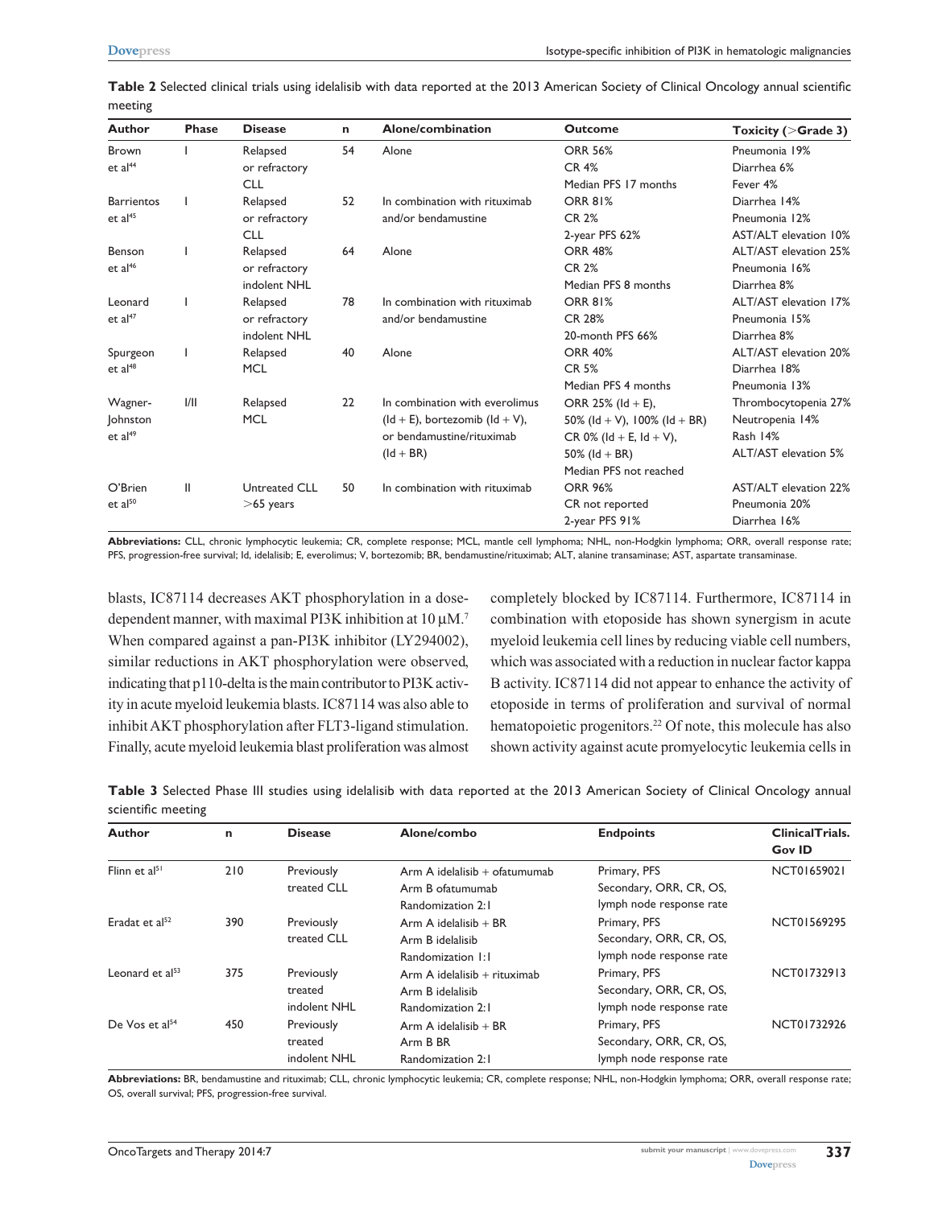**Table 2** Selected clinical trials using idelalisib with data reported at the 2013 American Society of Clinical Oncology annual scientific meeting

| Author | Phase | Disease | n | Alone/combination | Outcome | Toxicity (>Grade 3) |
|---|---|---|---|---|---|---|
| Brown et al[44] | I | Relapsed or refractory CLL | 54 | Alone | ORR 56%<br>CR 4%<br>Median PFS 17 months | Pneumonia 19%<br>Diarrhea 6%<br>Fever 4% |
| Barrientos et al[45] | I | Relapsed or refractory CLL | 52 | In combination with rituximab and/or bendamustine | ORR 81%<br>CR 2%<br>2-year PFS 62% | Diarrhea 14%<br>Pneumonia 12%<br>AST/ALT elevation 10% |
| Benson et al[46] | I | Relapsed or refractory indolent NHL | 64 | Alone | ORR 48%<br>CR 2%<br>Median PFS 8 months | ALT/AST elevation 25%<br>Pneumonia 16%<br>Diarrhea 8% |
| Leonard et al[47] | I | Relapsed or refractory indolent NHL | 78 | In combination with rituximab and/or bendamustine | ORR 81%<br>CR 28%<br>20-month PFS 66% | ALT/AST elevation 17%<br>Pneumonia 15%<br>Diarrhea 8% |
| Spurgeon et al[48] | I | Relapsed MCL | 40 | Alone | ORR 40%<br>CR 5%<br>Median PFS 4 months | ALT/AST elevation 20%<br>Diarrhea 18%<br>Pneumonia 13% |
| Wagner-Johnston et al[49] | I/II | Relapsed MCL | 22 | In combination with everolimus (Id + E), bortezomib (Id + V), or bendamustine/rituximab (Id + BR) | ORR 25% (Id + E), 50% (Id + V), 100% (Id + BR)<br>CR 0% (Id + E, Id + V), 50% (Id + BR)<br>Median PFS not reached | Thrombocytopenia 27%<br>Neutropenia 14%<br>Rash 14%<br>ALT/AST elevation 5% |
| O'Brien et al[50] | II | Untreated CLL >65 years | 50 | In combination with rituximab | ORR 96%<br>CR not reported<br>2-year PFS 91% | AST/ALT elevation 22%<br>Pneumonia 20%<br>Diarrhea 16% |

**Abbreviations:** CLL, chronic lymphocytic leukemia; CR, complete response; MCL, mantle cell lymphoma; NHL, non-Hodgkin lymphoma; ORR, overall response rate; PFS, progression-free survival; Id, idelalisib; E, everolimus; V, bortezomib; BR, bendamustine/rituximab; ALT, alanine transaminase; AST, aspartate transaminase.

blasts, IC87114 decreases AKT phosphorylation in a dose-dependent manner, with maximal PI3K inhibition at 10 μM.[7] When compared against a pan-PI3K inhibitor (LY294002), similar reductions in AKT phosphorylation were observed, indicating that p110-delta is the main contributor to PI3K activity in acute myeloid leukemia blasts. IC87114 was also able to inhibit AKT phosphorylation after FLT3-ligand stimulation. Finally, acute myeloid leukemia blast proliferation was almost completely blocked by IC87114. Furthermore, IC87114 in combination with etoposide has shown synergism in acute myeloid leukemia cell lines by reducing viable cell numbers, which was associated with a reduction in nuclear factor kappa B activity. IC87114 did not appear to enhance the activity of etoposide in terms of proliferation and survival of normal hematopoietic progenitors.[22] Of note, this molecule has also shown activity against acute promyelocytic leukemia cells in

**Table 3** Selected Phase III studies using idelalisib with data reported at the 2013 American Society of Clinical Oncology annual scientific meeting

| Author | n | Disease | Alone/combo | Endpoints | ClinicalTrials.Gov ID |
|---|---|---|---|---|---|
| Flinn et al[51] | 210 | Previously treated CLL | Arm A idelalisib + ofatumumab<br>Arm B ofatumumab<br>Randomization 2:1 | Primary, PFS<br>Secondary, ORR, CR, OS, lymph node response rate | NCT01659021 |
| Eradat et al[52] | 390 | Previously treated CLL | Arm A idelalisib + BR<br>Arm B idelalisib<br>Randomization 1:1 | Primary, PFS<br>Secondary, ORR, CR, OS, lymph node response rate | NCT01569295 |
| Leonard et al[53] | 375 | Previously treated indolent NHL | Arm A idelalisib + rituximab<br>Arm B idelalisib<br>Randomization 2:1 | Primary, PFS<br>Secondary, ORR, CR, OS, lymph node response rate | NCT01732913 |
| De Vos et al[54] | 450 | Previously treated indolent NHL | Arm A idelalisib + BR<br>Arm B BR<br>Randomization 2:1 | Primary, PFS<br>Secondary, ORR, CR, OS, lymph node response rate | NCT01732926 |

**Abbreviations:** BR, bendamustine and rituximab; CLL, chronic lymphocytic leukemia; CR, complete response; NHL, non-Hodgkin lymphoma; ORR, overall response rate; OS, overall survival; PFS, progression-free survival.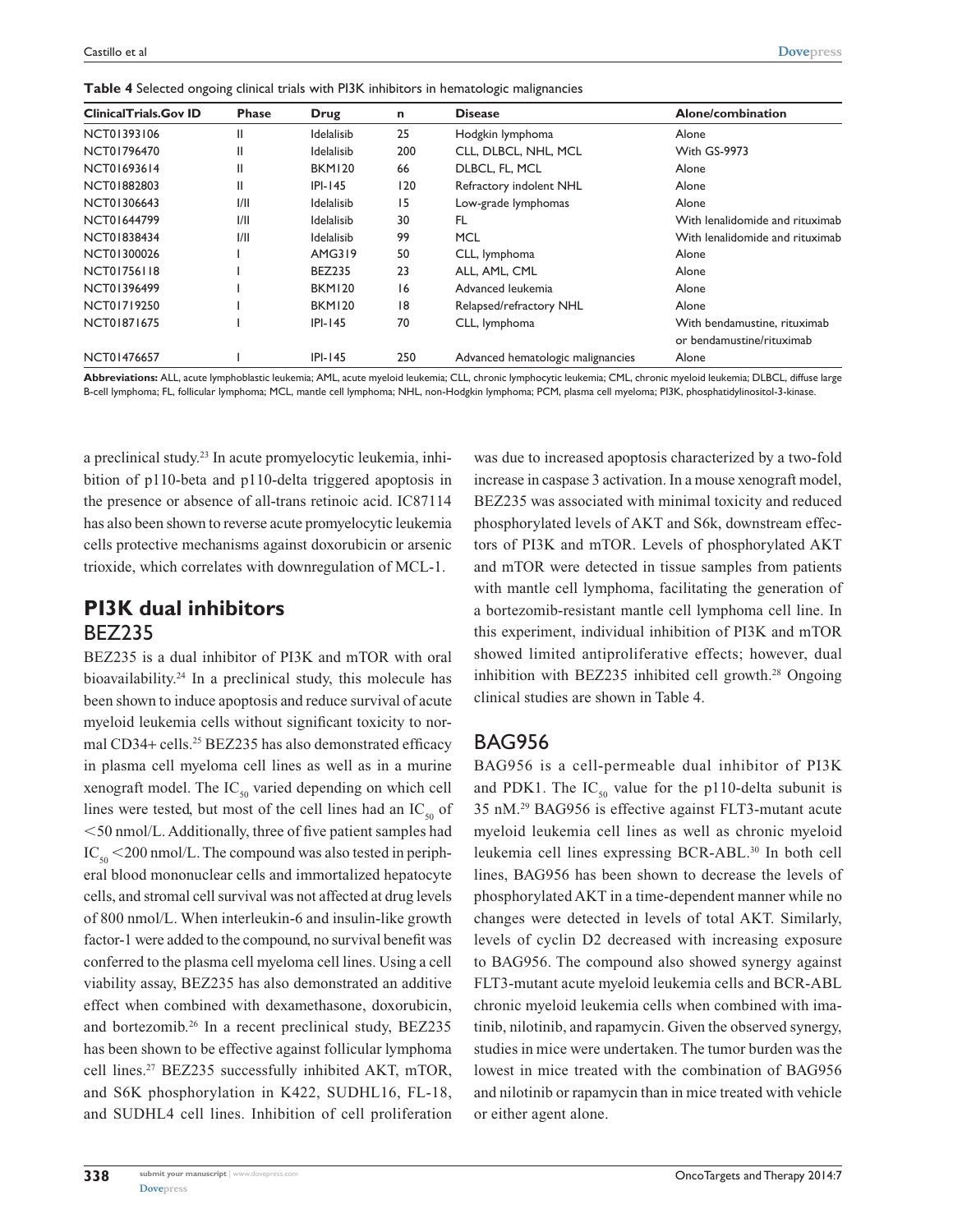**Table 4** Selected ongoing clinical trials with PI3K inhibitors in hematologic malignancies

| ClinicalTrials.Gov ID | Phase | Drug | n | Disease | Alone/combination |
|---|---|---|---|---|---|
| NCT01393106 | II | Idelalisib | 25 | Hodgkin lymphoma | Alone |
| NCT01796470 | II | Idelalisib | 200 | CLL, DLBCL, NHL, MCL | With GS-9973 |
| NCT01693614 | II | BKM120 | 66 | DLBCL, FL, MCL | Alone |
| NCT01882803 | II | IPI-145 | 120 | Refractory indolent NHL | Alone |
| NCT01306643 | I/II | Idelalisib | 15 | Low-grade lymphomas | Alone |
| NCT01644799 | I/II | Idelalisib | 30 | FL | With lenalidomide and rituximab |
| NCT01838434 | I/II | Idelalisib | 99 | MCL | With lenalidomide and rituximab |
| NCT01300026 | I | AMG319 | 50 | CLL, lymphoma | Alone |
| NCT01756118 | I | BEZ235 | 23 | ALL, AML, CML | Alone |
| NCT01396499 | I | BKM120 | 16 | Advanced leukemia | Alone |
| NCT01719250 | I | BKM120 | 18 | Relapsed/refractory NHL | Alone |
| NCT01871675 | I | IPI-145 | 70 | CLL, lymphoma | With bendamustine, rituximab or bendamustine/rituximab |
| NCT01476657 | I | IPI-145 | 250 | Advanced hematologic malignancies | Alone |

**Abbreviations:** ALL, acute lymphoblastic leukemia; AML, acute myeloid leukemia; CLL, chronic lymphocytic leukemia; CML, chronic myeloid leukemia; DLBCL, diffuse large B-cell lymphoma; FL, follicular lymphoma; MCL, mantle cell lymphoma; NHL, non-Hodgkin lymphoma; PCM, plasma cell myeloma; PI3K, phosphatidylinositol-3-kinase.

a preclinical study.[23] In acute promyelocytic leukemia, inhibition of p110-beta and p110-delta triggered apoptosis in the presence or absence of all-trans retinoic acid. IC87114 has also been shown to reverse acute promyelocytic leukemia cells protective mechanisms against doxorubicin or arsenic trioxide, which correlates with downregulation of MCL-1.

## PI3K dual inhibitors

### BEZ235

BEZ235 is a dual inhibitor of PI3K and mTOR with oral bioavailability.[24] In a preclinical study, this molecule has been shown to induce apoptosis and reduce survival of acute myeloid leukemia cells without significant toxicity to normal CD34+ cells.[25] BEZ235 has also demonstrated efficacy in plasma cell myeloma cell lines as well as in a murine xenograft model. The $IC_{50}$ varied depending on which cell lines were tested, but most of the cell lines had an $IC_{50}$ of <50 nmol/L. Additionally, three of five patient samples had $IC_{50}$ <200 nmol/L. The compound was also tested in peripheral blood mononuclear cells and immortalized hepatocyte cells, and stromal cell survival was not affected at drug levels of 800 nmol/L. When interleukin-6 and insulin-like growth factor-1 were added to the compound, no survival benefit was conferred to the plasma cell myeloma cell lines. Using a cell viability assay, BEZ235 has also demonstrated an additive effect when combined with dexamethasone, doxorubicin, and bortezomib.[26] In a recent preclinical study, BEZ235 has been shown to be effective against follicular lymphoma cell lines.[27] BEZ235 successfully inhibited AKT, mTOR, and S6K phosphorylation in K422, SUDHL16, FL-18, and SUDHL4 cell lines. Inhibition of cell proliferation was due to increased apoptosis characterized by a two-fold increase in caspase 3 activation. In a mouse xenograft model, BEZ235 was associated with minimal toxicity and reduced phosphorylated levels of AKT and S6k, downstream effectors of PI3K and mTOR. Levels of phosphorylated AKT and mTOR were detected in tissue samples from patients with mantle cell lymphoma, facilitating the generation of a bortezomib-resistant mantle cell lymphoma cell line. In this experiment, individual inhibition of PI3K and mTOR showed limited antiproliferative effects; however, dual inhibition with BEZ235 inhibited cell growth.[28] Ongoing clinical studies are shown in Table 4.

### BAG956

BAG956 is a cell-permeable dual inhibitor of PI3K and PDK1. The $IC_{50}$ value for the p110-delta subunit is 35 nM.[29] BAG956 is effective against FLT3-mutant acute myeloid leukemia cell lines as well as chronic myeloid leukemia cell lines expressing BCR-ABL.[30] In both cell lines, BAG956 has been shown to decrease the levels of phosphorylated AKT in a time-dependent manner while no changes were detected in levels of total AKT. Similarly, levels of cyclin D2 decreased with increasing exposure to BAG956. The compound also showed synergy against FLT3-mutant acute myeloid leukemia cells and BCR-ABL chronic myeloid leukemia cells when combined with imatinib, nilotinib, and rapamycin. Given the observed synergy, studies in mice were undertaken. The tumor burden was the lowest in mice treated with the combination of BAG956 and nilotinib or rapamycin than in mice treated with vehicle or either agent alone.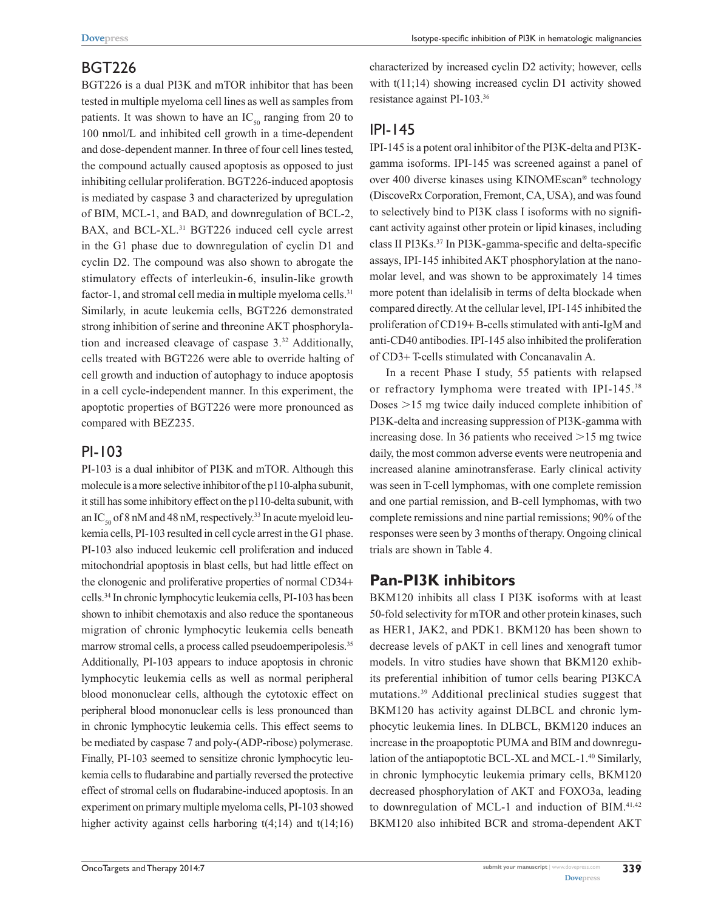## BGT226

BGT226 is a dual PI3K and mTOR inhibitor that has been tested in multiple myeloma cell lines as well as samples from patients. It was shown to have an $IC_{50}$ ranging from 20 to 100 nmol/L and inhibited cell growth in a time-dependent and dose-dependent manner. In three of four cell lines tested, the compound actually caused apoptosis as opposed to just inhibiting cellular proliferation. BGT226-induced apoptosis is mediated by caspase 3 and characterized by upregulation of BIM, MCL-1, and BAD, and downregulation of BCL-2, BAX, and BCL-XL.[31] BGT226 induced cell cycle arrest in the G1 phase due to downregulation of cyclin D1 and cyclin D2. The compound was also shown to abrogate the stimulatory effects of interleukin-6, insulin-like growth factor-1, and stromal cell media in multiple myeloma cells.[31] Similarly, in acute leukemia cells, BGT226 demonstrated strong inhibition of serine and threonine AKT phosphorylation and increased cleavage of caspase 3.[32] Additionally, cells treated with BGT226 were able to override halting of cell growth and induction of autophagy to induce apoptosis in a cell cycle-independent manner. In this experiment, the apoptotic properties of BGT226 were more pronounced as compared with BEZ235.

## PI-103

PI-103 is a dual inhibitor of PI3K and mTOR. Although this molecule is a more selective inhibitor of the p110-alpha subunit, it still has some inhibitory effect on the p110-delta subunit, with an $IC_{50}$ of 8 nM and 48 nM, respectively.[33] In acute myeloid leukemia cells, PI-103 resulted in cell cycle arrest in the G1 phase. PI-103 also induced leukemic cell proliferation and induced mitochondrial apoptosis in blast cells, but had little effect on the clonogenic and proliferative properties of normal CD34+ cells.[34] In chronic lymphocytic leukemia cells, PI-103 has been shown to inhibit chemotaxis and also reduce the spontaneous migration of chronic lymphocytic leukemia cells beneath marrow stromal cells, a process called pseudoemperipolesis.[35] Additionally, PI-103 appears to induce apoptosis in chronic lymphocytic leukemia cells as well as normal peripheral blood mononuclear cells, although the cytotoxic effect on peripheral blood mononuclear cells is less pronounced than in chronic lymphocytic leukemia cells. This effect seems to be mediated by caspase 7 and poly-(ADP-ribose) polymerase. Finally, PI-103 seemed to sensitize chronic lymphocytic leukemia cells to fludarabine and partially reversed the protective effect of stromal cells on fludarabine-induced apoptosis. In an experiment on primary multiple myeloma cells, PI-103 showed higher activity against cells harboring t(4;14) and t(14;16) characterized by increased cyclin D2 activity; however, cells with t(11;14) showing increased cyclin D1 activity showed resistance against PI-103.[36]

## IPI-145

IPI-145 is a potent oral inhibitor of the PI3K-delta and PI3K-gamma isoforms. IPI-145 was screened against a panel of over 400 diverse kinases using KINOMEscan® technology (DiscoveRx Corporation, Fremont, CA, USA), and was found to selectively bind to PI3K class I isoforms with no significant activity against other protein or lipid kinases, including class II PI3Ks.[37] In PI3K-gamma-specific and delta-specific assays, IPI-145 inhibited AKT phosphorylation at the nanomolar level, and was shown to be approximately 14 times more potent than idelalisib in terms of delta blockade when compared directly. At the cellular level, IPI-145 inhibited the proliferation of CD19+ B-cells stimulated with anti-IgM and anti-CD40 antibodies. IPI-145 also inhibited the proliferation of CD3+ T-cells stimulated with Concanavalin A.

In a recent Phase I study, 55 patients with relapsed or refractory lymphoma were treated with IPI-145.[38] Doses >15 mg twice daily induced complete inhibition of PI3K-delta and increasing suppression of PI3K-gamma with increasing dose. In 36 patients who received >15 mg twice daily, the most common adverse events were neutropenia and increased alanine aminotransferase. Early clinical activity was seen in T-cell lymphomas, with one complete remission and one partial remission, and B-cell lymphomas, with two complete remissions and nine partial remissions; 90% of the responses were seen by 3 months of therapy. Ongoing clinical trials are shown in Table 4.

# Pan-PI3K inhibitors

BKM120 inhibits all class I PI3K isoforms with at least 50-fold selectivity for mTOR and other protein kinases, such as HER1, JAK2, and PDK1. BKM120 has been shown to decrease levels of pAKT in cell lines and xenograft tumor models. In vitro studies have shown that BKM120 exhibits its preferential inhibition of tumor cells bearing PI3KCA mutations.[39] Additional preclinical studies suggest that BKM120 has activity against DLBCL and chronic lymphocytic leukemia lines. In DLBCL, BKM120 induces an increase in the proapoptotic PUMA and BIM and downregulation of the antiapoptotic BCL-XL and MCL-1.[40] Similarly, in chronic lymphocytic leukemia primary cells, BKM120 decreased phosphorylation of AKT and FOXO3a, leading to downregulation of MCL-1 and induction of BIM.[41,42] BKM120 also inhibited BCR and stroma-dependent AKT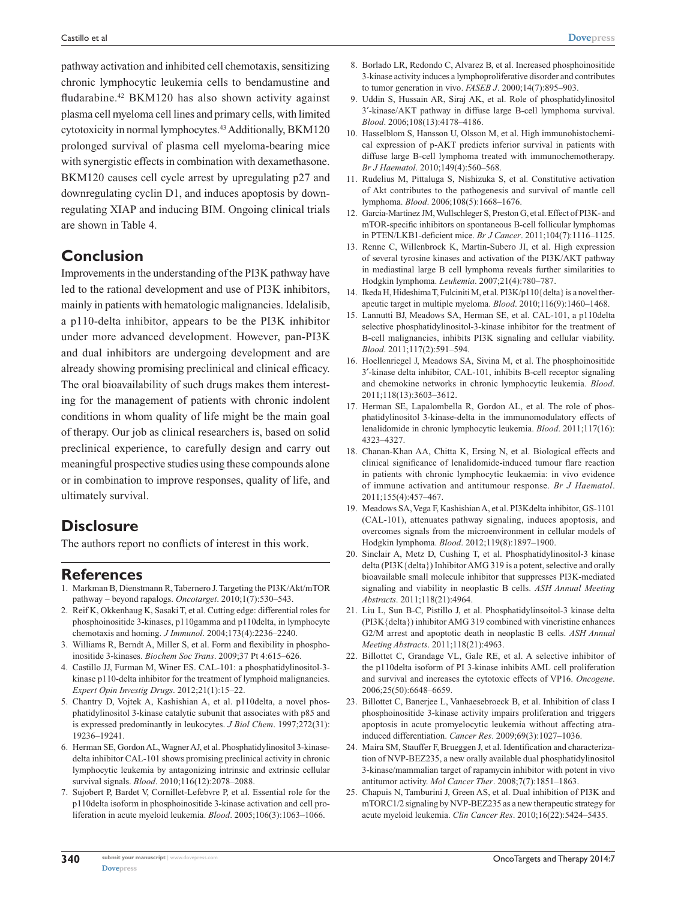pathway activation and inhibited cell chemotaxis, sensitizing chronic lymphocytic leukemia cells to bendamustine and fludarabine.[42] BKM120 has also shown activity against plasma cell myeloma cell lines and primary cells, with limited cytotoxicity in normal lymphocytes.[43] Additionally, BKM120 prolonged survival of plasma cell myeloma-bearing mice with synergistic effects in combination with dexamethasone. BKM120 causes cell cycle arrest by upregulating p27 and downregulating cyclin D1, and induces apoptosis by downregulating XIAP and inducing BIM. Ongoing clinical trials are shown in Table 4.

## Conclusion

Improvements in the understanding of the PI3K pathway have led to the rational development and use of PI3K inhibitors, mainly in patients with hematologic malignancies. Idelalisib, a p110-delta inhibitor, appears to be the PI3K inhibitor under more advanced development. However, pan-PI3K and dual inhibitors are undergoing development and are already showing promising preclinical and clinical efficacy. The oral bioavailability of such drugs makes them interesting for the management of patients with chronic indolent conditions in whom quality of life might be the main goal of therapy. Our job as clinical researchers is, based on solid preclinical experience, to carefully design and carry out meaningful prospective studies using these compounds alone or in combination to improve responses, quality of life, and ultimately survival.

## Disclosure

The authors report no conflicts of interest in this work.

## References

1. Markman B, Dienstmann R, Tabernero J. Targeting the PI3K/Akt/mTOR pathway – beyond rapalogs. *Oncotarget*. 2010;1(7):530–543.
2. Reif K, Okkenhaug K, Sasaki T, et al. Cutting edge: differential roles for phosphoinositide 3-kinases, p110gamma and p110delta, in lymphocyte chemotaxis and homing. *J Immunol*. 2004;173(4):2236–2240.
3. Williams R, Berndt A, Miller S, et al. Form and flexibility in phosphoinositide 3-kinases. *Biochem Soc Trans*. 2009;37 Pt 4:615–626.
4. Castillo JJ, Furman M, Winer ES. CAL-101: a phosphatidylinositol-3-kinase p110-delta inhibitor for the treatment of lymphoid malignancies. *Expert Opin Investig Drugs*. 2012;21(1):15–22.
5. Chantry D, Vojtek A, Kashishian A, et al. p110delta, a novel phosphatidylinositol 3-kinase catalytic subunit that associates with p85 and is expressed predominantly in leukocytes. *J Biol Chem*. 1997;272(31): 19236–19241.
6. Herman SE, Gordon AL, Wagner AJ, et al. Phosphatidylinositol 3-kinase-delta inhibitor CAL-101 shows promising preclinical activity in chronic lymphocytic leukemia by antagonizing intrinsic and extrinsic cellular survival signals. *Blood*. 2010;116(12):2078–2088.
7. Sujobert P, Bardet V, Cornillet-Lefebvre P, et al. Essential role for the p110delta isoform in phosphoinositide 3-kinase activation and cell proliferation in acute myeloid leukemia. *Blood*. 2005;106(3):1063–1066.
8. Borlado LR, Redondo C, Alvarez B, et al. Increased phosphoinositide 3-kinase activity induces a lymphoproliferative disorder and contributes to tumor generation in vivo. *FASEB J*. 2000;14(7):895–903.
9. Uddin S, Hussain AR, Siraj AK, et al. Role of phosphatidylinositol 3′-kinase/AKT pathway in diffuse large B-cell lymphoma survival. *Blood*. 2006;108(13):4178–4186.
10. Hasselblom S, Hansson U, Olsson M, et al. High immunohistochemical expression of p-AKT predicts inferior survival in patients with diffuse large B-cell lymphoma treated with immunochemotherapy. *Br J Haematol*. 2010;149(4):560–568.
11. Rudelius M, Pittaluga S, Nishizuka S, et al. Constitutive activation of Akt contributes to the pathogenesis and survival of mantle cell lymphoma. *Blood*. 2006;108(5):1668–1676.
12. Garcia-Martinez JM, Wullschleger S, Preston G, et al. Effect of PI3K- and mTOR-specific inhibitors on spontaneous B-cell follicular lymphomas in PTEN/LKB1-deficient mice. *Br J Cancer*. 2011;104(7):1116–1125.
13. Renne C, Willenbrock K, Martin-Subero JI, et al. High expression of several tyrosine kinases and activation of the PI3K/AKT pathway in mediastinal large B cell lymphoma reveals further similarities to Hodgkin lymphoma. *Leukemia*. 2007;21(4):780–787.
14. Ikeda H, Hideshima T, Fulciniti M, et al. PI3K/p110{delta} is a novel therapeutic target in multiple myeloma. *Blood*. 2010;116(9):1460–1468.
15. Lannutti BJ, Meadows SA, Herman SE, et al. CAL-101, a p110delta selective phosphatidylinositol-3-kinase inhibitor for the treatment of B-cell malignancies, inhibits PI3K signaling and cellular viability. *Blood*. 2011;117(2):591–594.
16. Hoellenriegel J, Meadows SA, Sivina M, et al. The phosphoinositide 3′-kinase delta inhibitor, CAL-101, inhibits B-cell receptor signaling and chemokine networks in chronic lymphocytic leukemia. *Blood*. 2011;118(13):3603–3612.
17. Herman SE, Lapalombella R, Gordon AL, et al. The role of phosphatidylinositol 3-kinase-delta in the immunomodulatory effects of lenalidomide in chronic lymphocytic leukemia. *Blood*. 2011;117(16): 4323–4327.
18. Chanan-Khan AA, Chitta K, Ersing N, et al. Biological effects and clinical significance of lenalidomide-induced tumour flare reaction in patients with chronic lymphocytic leukaemia: in vivo evidence of immune activation and antitumour response. *Br J Haematol*. 2011;155(4):457–467.
19. Meadows SA, Vega F, Kashishian A, et al. PI3Kdelta inhibitor, GS-1101 (CAL-101), attenuates pathway signaling, induces apoptosis, and overcomes signals from the microenvironment in cellular models of Hodgkin lymphoma. *Blood*. 2012;119(8):1897–1900.
20. Sinclair A, Metz D, Cushing T, et al. Phosphatidylinositol-3 kinase delta (PI3K{delta}) Inhibitor AMG 319 is a potent, selective and orally bioavailable small molecule inhibitor that suppresses PI3K-mediated signaling and viability in neoplastic B cells. *ASH Annual Meeting Abstracts*. 2011;118(21):4964.
21. Liu L, Sun B-C, Pistillo J, et al. Phosphatidylinsoitol-3 kinase delta (PI3K{delta}) inhibitor AMG 319 combined with vincristine enhances G2/M arrest and apoptotic death in neoplastic B cells. *ASH Annual Meeting Abstracts*. 2011;118(21):4963.
22. Billottet C, Grandage VL, Gale RE, et al. A selective inhibitor of the p110delta isoform of PI 3-kinase inhibits AML cell proliferation and survival and increases the cytotoxic effects of VP16. *Oncogene*. 2006;25(50):6648–6659.
23. Billottet C, Banerjee L, Vanhaesebroeck B, et al. Inhibition of class I phosphoinositide 3-kinase activity impairs proliferation and triggers apoptosis in acute promyelocytic leukemia without affecting atra-induced differentiation. *Cancer Res*. 2009;69(3):1027–1036.
24. Maira SM, Stauffer F, Brueggen J, et al. Identification and characterization of NVP-BEZ235, a new orally available dual phosphatidylinositol 3-kinase/mammalian target of rapamycin inhibitor with potent in vivo antitumor activity. *Mol Cancer Ther*. 2008;7(7):1851–1863.
25. Chapuis N, Tamburini J, Green AS, et al. Dual inhibition of PI3K and mTORC1/2 signaling by NVP-BEZ235 as a new therapeutic strategy for acute myeloid leukemia. *Clin Cancer Res*. 2010;16(22):5424–5435.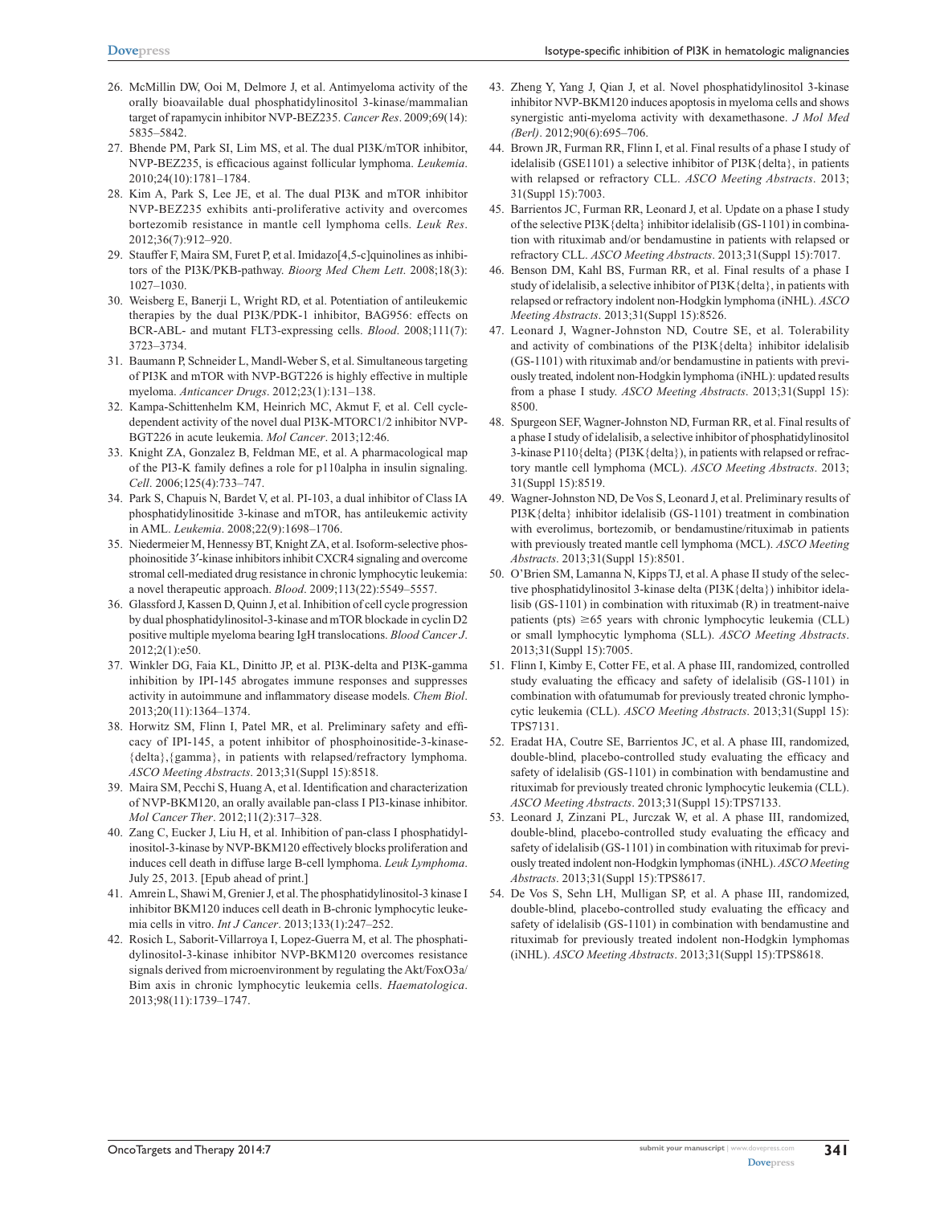26. McMillin DW, Ooi M, Delmore J, et al. Antimyeloma activity of the orally bioavailable dual phosphatidylinositol 3-kinase/mammalian target of rapamycin inhibitor NVP-BEZ235. *Cancer Res*. 2009;69(14): 5835–5842.
27. Bhende PM, Park SI, Lim MS, et al. The dual PI3K/mTOR inhibitor, NVP-BEZ235, is efficacious against follicular lymphoma. *Leukemia*. 2010;24(10):1781–1784.
28. Kim A, Park S, Lee JE, et al. The dual PI3K and mTOR inhibitor NVP-BEZ235 exhibits anti-proliferative activity and overcomes bortezomib resistance in mantle cell lymphoma cells. *Leuk Res*. 2012;36(7):912–920.
29. Stauffer F, Maira SM, Furet P, et al. Imidazo[4,5-c]quinolines as inhibitors of the PI3K/PKB-pathway. *Bioorg Med Chem Lett*. 2008;18(3): 1027–1030.
30. Weisberg E, Banerji L, Wright RD, et al. Potentiation of antileukemic therapies by the dual PI3K/PDK-1 inhibitor, BAG956: effects on BCR-ABL- and mutant FLT3-expressing cells. *Blood*. 2008;111(7): 3723–3734.
31. Baumann P, Schneider L, Mandl-Weber S, et al. Simultaneous targeting of PI3K and mTOR with NVP-BGT226 is highly effective in multiple myeloma. *Anticancer Drugs*. 2012;23(1):131–138.
32. Kampa-Schittenhelm KM, Heinrich MC, Akmut F, et al. Cell cycle-dependent activity of the novel dual PI3K-MTORC1/2 inhibitor NVP-BGT226 in acute leukemia. *Mol Cancer*. 2013;12:46.
33. Knight ZA, Gonzalez B, Feldman ME, et al. A pharmacological map of the PI3-K family defines a role for p110alpha in insulin signaling. *Cell*. 2006;125(4):733–747.
34. Park S, Chapuis N, Bardet V, et al. PI-103, a dual inhibitor of Class IA phosphatidylinositide 3-kinase and mTOR, has antileukemic activity in AML. *Leukemia*. 2008;22(9):1698–1706.
35. Niedermeier M, Hennessy BT, Knight ZA, et al. Isoform-selective phosphoinositide 3′-kinase inhibitors inhibit CXCR4 signaling and overcome stromal cell-mediated drug resistance in chronic lymphocytic leukemia: a novel therapeutic approach. *Blood*. 2009;113(22):5549–5557.
36. Glassford J, Kassen D, Quinn J, et al. Inhibition of cell cycle progression by dual phosphatidylinositol-3-kinase and mTOR blockade in cyclin D2 positive multiple myeloma bearing IgH translocations. *Blood Cancer J*. 2012;2(1):e50.
37. Winkler DG, Faia KL, Dinitto JP, et al. PI3K-delta and PI3K-gamma inhibition by IPI-145 abrogates immune responses and suppresses activity in autoimmune and inflammatory disease models. *Chem Biol*. 2013;20(11):1364–1374.
38. Horwitz SM, Flinn I, Patel MR, et al. Preliminary safety and efficacy of IPI-145, a potent inhibitor of phosphoinositide-3-kinase-{delta},{gamma}, in patients with relapsed/refractory lymphoma. *ASCO Meeting Abstracts*. 2013;31(Suppl 15):8518.
39. Maira SM, Pecchi S, Huang A, et al. Identification and characterization of NVP-BKM120, an orally available pan-class I PI3-kinase inhibitor. *Mol Cancer Ther*. 2012;11(2):317–328.
40. Zang C, Eucker J, Liu H, et al. Inhibition of pan-class I phosphatidyl-inositol-3-kinase by NVP-BKM120 effectively blocks proliferation and induces cell death in diffuse large B-cell lymphoma. *Leuk Lymphoma*. July 25, 2013. [Epub ahead of print.]
41. Amrein L, Shawi M, Grenier J, et al. The phosphatidylinositol-3 kinase I inhibitor BKM120 induces cell death in B-chronic lymphocytic leukemia cells in vitro. *Int J Cancer*. 2013;133(1):247–252.
42. Rosich L, Saborit-Villarroya I, Lopez-Guerra M, et al. The phosphatidylinositol-3-kinase inhibitor NVP-BKM120 overcomes resistance signals derived from microenvironment by regulating the Akt/FoxO3a/Bim axis in chronic lymphocytic leukemia cells. *Haematologica*. 2013;98(11):1739–1747.
43. Zheng Y, Yang J, Qian J, et al. Novel phosphatidylinositol 3-kinase inhibitor NVP-BKM120 induces apoptosis in myeloma cells and shows synergistic anti-myeloma activity with dexamethasone. *J Mol Med (Berl)*. 2012;90(6):695–706.
44. Brown JR, Furman RR, Flinn I, et al. Final results of a phase I study of idelalisib (GSE1101) a selective inhibitor of PI3K{delta}, in patients with relapsed or refractory CLL. *ASCO Meeting Abstracts*. 2013; 31(Suppl 15):7003.
45. Barrientos JC, Furman RR, Leonard J, et al. Update on a phase I study of the selective PI3K{delta} inhibitor idelalisib (GS-1101) in combination with rituximab and/or bendamustine in patients with relapsed or refractory CLL. *ASCO Meeting Abstracts*. 2013;31(Suppl 15):7017.
46. Benson DM, Kahl BS, Furman RR, et al. Final results of a phase I study of idelalisib, a selective inhibitor of PI3K{delta}, in patients with relapsed or refractory indolent non-Hodgkin lymphoma (iNHL). *ASCO Meeting Abstracts*. 2013;31(Suppl 15):8526.
47. Leonard J, Wagner-Johnston ND, Coutre SE, et al. Tolerability and activity of combinations of the PI3K{delta} inhibitor idelalisib (GS-1101) with rituximab and/or bendamustine in patients with previously treated, indolent non-Hodgkin lymphoma (iNHL): updated results from a phase I study. *ASCO Meeting Abstracts*. 2013;31(Suppl 15): 8500.
48. Spurgeon SEF, Wagner-Johnston ND, Furman RR, et al. Final results of a phase I study of idelalisib, a selective inhibitor of phosphatidylinositol 3-kinase P110{delta} (PI3K{delta}), in patients with relapsed or refractory mantle cell lymphoma (MCL). *ASCO Meeting Abstracts*. 2013; 31(Suppl 15):8519.
49. Wagner-Johnston ND, De Vos S, Leonard J, et al. Preliminary results of PI3K{delta} inhibitor idelalisib (GS-1101) treatment in combination with everolimus, bortezomib, or bendamustine/rituximab in patients with previously treated mantle cell lymphoma (MCL). *ASCO Meeting Abstracts*. 2013;31(Suppl 15):8501.
50. O'Brien SM, Lamanna N, Kipps TJ, et al. A phase II study of the selective phosphatidylinositol 3-kinase delta (PI3K{delta}) inhibitor idelalisib (GS-1101) in combination with rituximab (R) in treatment-naive patients (pts) ≥65 years with chronic lymphocytic leukemia (CLL) or small lymphocytic lymphoma (SLL). *ASCO Meeting Abstracts*. 2013;31(Suppl 15):7005.
51. Flinn I, Kimby E, Cotter FE, et al. A phase III, randomized, controlled study evaluating the efficacy and safety of idelalisib (GS-1101) in combination with ofatumumab for previously treated chronic lymphocytic leukemia (CLL). *ASCO Meeting Abstracts*. 2013;31(Suppl 15): TPS7131.
52. Eradat HA, Coutre SE, Barrientos JC, et al. A phase III, randomized, double-blind, placebo-controlled study evaluating the efficacy and safety of idelalisib (GS-1101) in combination with bendamustine and rituximab for previously treated chronic lymphocytic leukemia (CLL). *ASCO Meeting Abstracts*. 2013;31(Suppl 15):TPS7133.
53. Leonard J, Zinzani PL, Jurczak W, et al. A phase III, randomized, double-blind, placebo-controlled study evaluating the efficacy and safety of idelalisib (GS-1101) in combination with rituximab for previously treated indolent non-Hodgkin lymphomas (iNHL). *ASCO Meeting Abstracts*. 2013;31(Suppl 15):TPS8617.
54. De Vos S, Sehn LH, Mulligan SP, et al. A phase III, randomized, double-blind, placebo-controlled study evaluating the efficacy and safety of idelalisib (GS-1101) in combination with bendamustine and rituximab for previously treated indolent non-Hodgkin lymphomas (iNHL). *ASCO Meeting Abstracts*. 2013;31(Suppl 15):TPS8618.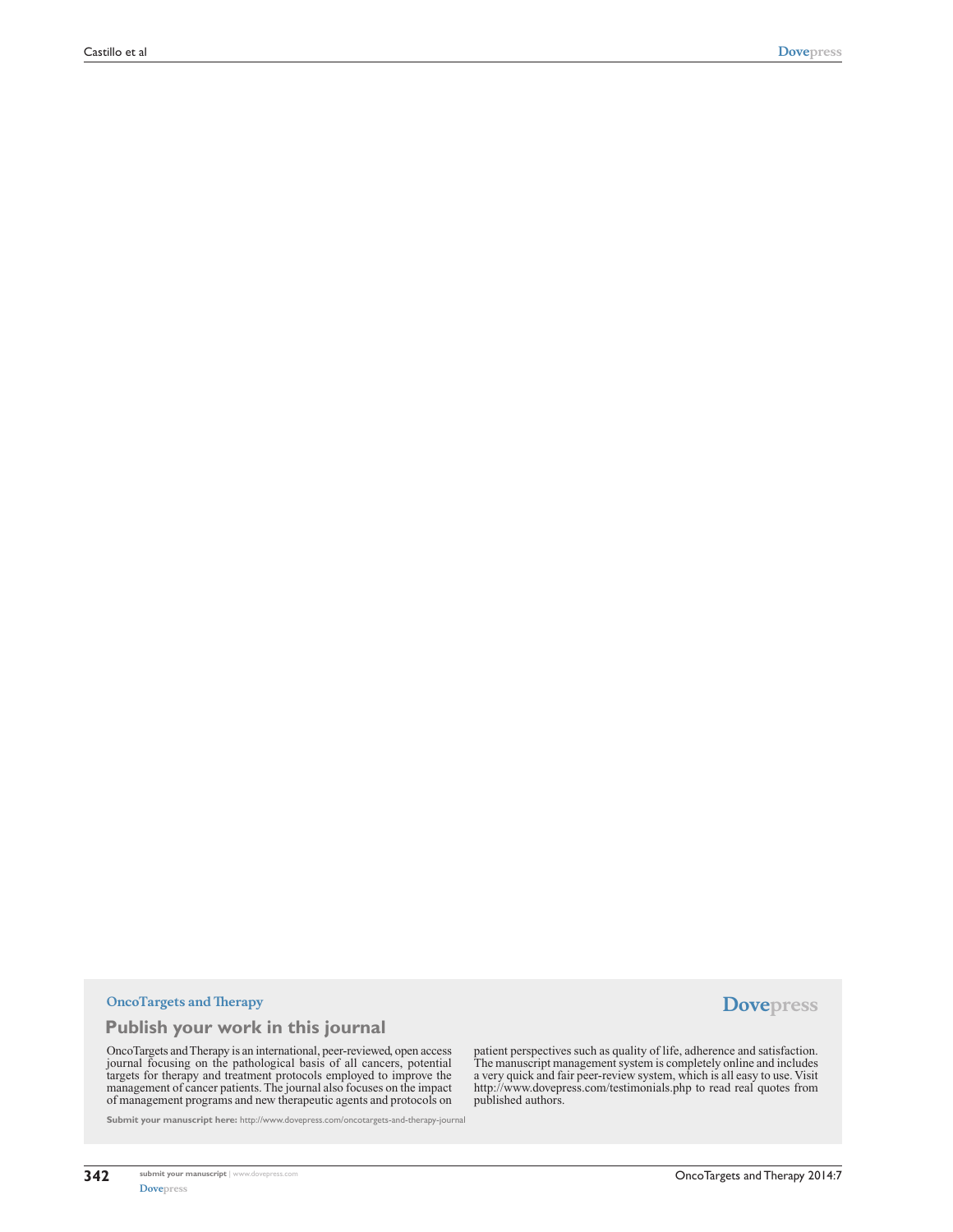**OncoTargets and Therapy**

**Dovepress**

## Publish your work in this journal

OncoTargets and Therapy is an international, peer-reviewed, open access journal focusing on the pathological basis of all cancers, potential targets for therapy and treatment protocols employed to improve the management of cancer patients. The journal also focuses on the impact of management programs and new therapeutic agents and protocols on patient perspectives such as quality of life, adherence and satisfaction. The manuscript management system is completely online and includes a very quick and fair peer-review system, which is all easy to use. Visit http://www.dovepress.com/testimonials.php to read real quotes from published authors.

**Submit your manuscript here:** http://www.dovepress.com/oncotargets-and-therapy-journal